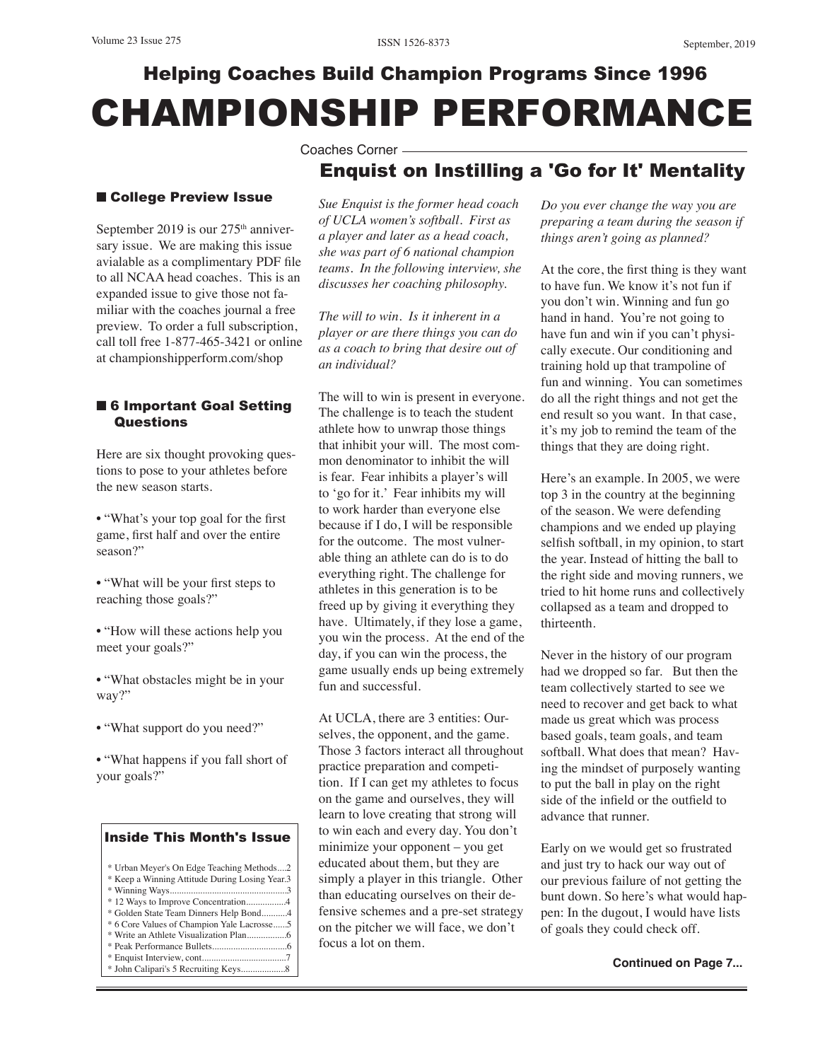# Helping Coaches Build Champion Programs Since 1996

# CHAMPIONSHIP PERFORMANCE

## ■ College Preview Issue

September 2019 is our 275th anniversary issue. We are making this issue avialable as a complimentary PDF file to all NCAA head coaches. This is an expanded issue to give those not familiar with the coaches journal a free preview. To order a full subscription, call toll free 1-877-465-3421 or online at championshipperform.com/shop

## ■ 6 Important Goal Setting Questions

Here are six thought provoking questions to pose to your athletes before the new season starts.

- "What's your top goal for the first game, first half and over the entire season?"
- "What will be your first steps to reaching those goals?"
- "How will these actions help you meet your goals?"
- "What obstacles might be in your way?"
- "What support do you need?"
- "What happens if you fall short of your goals?"

### Inside This Month's Issue

* Urban Meyer's On Edge Teaching Methods....2
* Keep a Winning Attitude During Losing Year.3
* Winning Ways....3
* 12 Ways to Improve Concentration....4
* Golden State Team Dinners Help Bond....4
* 6 Core Values of Champion Yale Lacrosse....5
* Write an Athlete Visualization Plan....6
* Peak Performance Bullets....6
* Enquist Interview, cont....7
* John Calipari's 5 Recruiting Keys....8

Coaches Corner

## Enquist on Instilling a 'Go for It' Mentality

*Sue Enquist is the former head coach of UCLA women's softball. First as a player and later as a head coach, she was part of 6 national champion teams. In the following interview, she discusses her coaching philosophy.*

*The will to win. Is it inherent in a player or are there things you can do as a coach to bring that desire out of an individual?*

The will to win is present in everyone. The challenge is to teach the student athlete how to unwrap those things that inhibit your will. The most common denominator to inhibit the will is fear. Fear inhibits a player's will to 'go for it.' Fear inhibits my will to work harder than everyone else because if I do, I will be responsible for the outcome. The most vulnerable thing an athlete can do is to do everything right. The challenge for athletes in this generation is to be freed up by giving it everything they have. Ultimately, if they lose a game, you win the process. At the end of the day, if you can win the process, the game usually ends up being extremely fun and successful.

At UCLA, there are 3 entities: Ourselves, the opponent, and the game. Those 3 factors interact all throughout practice preparation and competition. If I can get my athletes to focus on the game and ourselves, they will learn to love creating that strong will to win each and every day. You don't minimize your opponent – you get educated about them, but they are simply a player in this triangle. Other than educating ourselves on their defensive schemes and a pre-set strategy on the pitcher we will face, we don't focus a lot on them.

*Do you ever change the way you are preparing a team during the season if things aren't going as planned?*

At the core, the first thing is they want to have fun. We know it's not fun if you don't win. Winning and fun go hand in hand. You're not going to have fun and win if you can't physically execute. Our conditioning and training hold up that trampoline of fun and winning. You can sometimes do all the right things and not get the end result so you want. In that case, it's my job to remind the team of the things that they are doing right.

Here's an example. In 2005, we were top 3 in the country at the beginning of the season. We were defending champions and we ended up playing selfish softball, in my opinion, to start the year. Instead of hitting the ball to the right side and moving runners, we tried to hit home runs and collectively collapsed as a team and dropped to thirteenth.

Never in the history of our program had we dropped so far. But then the team collectively started to see we need to recover and get back to what made us great which was process based goals, team goals, and team softball. What does that mean? Having the mindset of purposely wanting to put the ball in play on the right side of the infield or the outfield to advance that runner.

Early on we would get so frustrated and just try to hack our way out of our previous failure of not getting the bunt down. So here's what would happen: In the dugout, I would have lists of goals they could check off.

**Continued on Page 7...**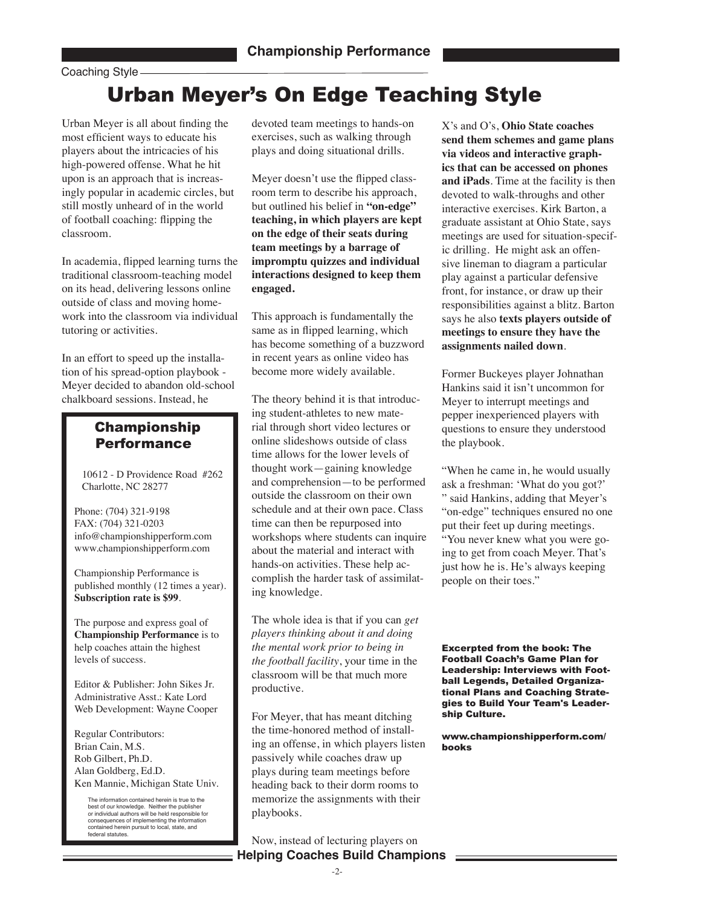Coaching Style

# Urban Meyer's On Edge Teaching Style

Urban Meyer is all about finding the most efficient ways to educate his players about the intricacies of his high-powered offense. What he hit upon is an approach that is increasingly popular in academic circles, but still mostly unheard of in the world of football coaching: flipping the classroom.

In academia, flipped learning turns the traditional classroom-teaching model on its head, delivering lessons online outside of class and moving homework into the classroom via individual tutoring or activities.

In an effort to speed up the installation of his spread-option playbook - Meyer decided to abandon old-school chalkboard sessions. Instead, he devoted team meetings to hands-on exercises, such as walking through plays and doing situational drills.

Meyer doesn't use the flipped classroom term to describe his approach, but outlined his belief in **"on-edge" teaching, in which players are kept on the edge of their seats during team meetings by a barrage of impromptu quizzes and individual interactions designed to keep them engaged.**

This approach is fundamentally the same as in flipped learning, which has become something of a buzzword in recent years as online video has become more widely available.

The theory behind it is that introducing student-athletes to new material through short video lectures or online slideshows outside of class time allows for the lower levels of thought work—gaining knowledge and comprehension—to be performed outside the classroom on their own schedule and at their own pace. Class time can then be repurposed into workshops where students can inquire about the material and interact with hands-on activities. These help accomplish the harder task of assimilating knowledge.

The whole idea is that if you can *get players thinking about it and doing the mental work prior to being in the football facility*, your time in the classroom will be that much more productive.

For Meyer, that has meant ditching the time-honored method of installing an offense, in which players listen passively while coaches draw up plays during team meetings before heading back to their dorm rooms to memorize the assignments with their playbooks.

Now, instead of lecturing players on X's and O's, **Ohio State coaches send them schemes and game plans via videos and interactive graphics that can be accessed on phones and iPads**. Time at the facility is then devoted to walk-throughs and other interactive exercises. Kirk Barton, a graduate assistant at Ohio State, says meetings are used for situation-specific drilling. He might ask an offensive lineman to diagram a particular play against a particular defensive front, for instance, or draw up their responsibilities against a blitz. Barton says he also **texts players outside of meetings to ensure they have the assignments nailed down**.

Former Buckeyes player Johnathan Hankins said it isn't uncommon for Meyer to interrupt meetings and pepper inexperienced players with questions to ensure they understood the playbook.

"When he came in, he would usually ask a freshman: 'What do you got?' " said Hankins, adding that Meyer's "on-edge" techniques ensured no one put their feet up during meetings. "You never knew what you were going to get from coach Meyer. That's just how he is. He's always keeping people on their toes."

**Excerpted from the book: The Football Coach's Game Plan for Leadership: Interviews with Football Legends, Detailed Organizational Plans and Coaching Strategies to Build Your Team's Leadership Culture.**

**www.championshipperform.com/books**

---

## Championship Performance

10612 - D Providence Road #262
Charlotte, NC 28277

Phone: (704) 321-9198
FAX: (704) 321-0203
info@championshipperform.com
www.championshipperform.com

Championship Performance is published monthly (12 times a year). **Subscription rate is $99**.

The purpose and express goal of **Championship Performance** is to help coaches attain the highest levels of success.

Editor & Publisher: John Sikes Jr.
Administrative Asst.: Kate Lord
Web Development: Wayne Cooper

Regular Contributors:
Brian Cain, M.S.
Rob Gilbert, Ph.D.
Alan Goldberg, Ed.D.
Ken Mannie, Michigan State Univ.

The information contained herein is true to the best of our knowledge. Neither the publisher or individual authors will be held responsible for consequences of implementing the information contained herein pursuit to local, state, and federal statutes.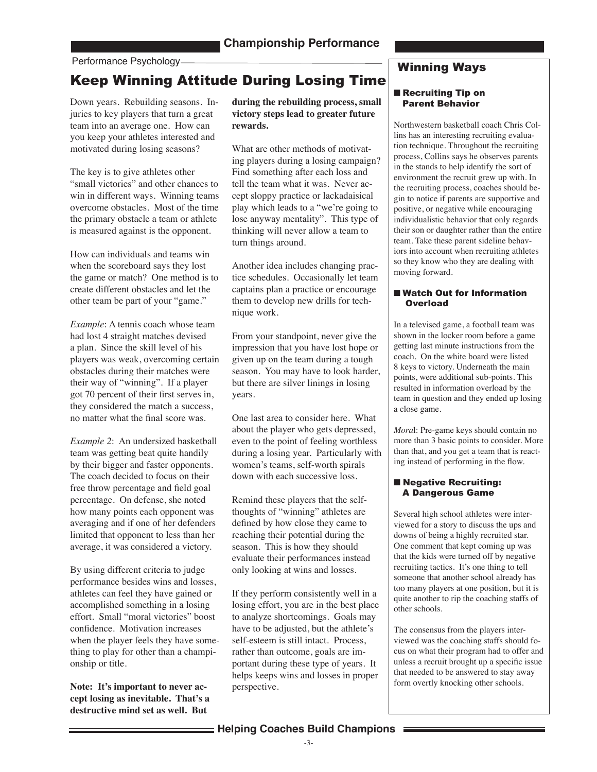Performance Psychology

# Keep Winning Attitude During Losing Time

Down years. Rebuilding seasons. Injuries to key players that turn a great team into an average one. How can you keep your athletes interested and motivated during losing seasons?

The key is to give athletes other "small victories" and other chances to win in different ways. Winning teams overcome obstacles. Most of the time the primary obstacle a team or athlete is measured against is the opponent.

How can individuals and teams win when the scoreboard says they lost the game or match? One method is to create different obstacles and let the other team be part of your "game."

*Example*: A tennis coach whose team had lost 4 straight matches devised a plan. Since the skill level of his players was weak, overcoming certain obstacles during their matches were their way of "winning". If a player got 70 percent of their first serves in, they considered the match a success, no matter what the final score was.

*Example 2*: An undersized basketball team was getting beat quite handily by their bigger and faster opponents. The coach decided to focus on their free throw percentage and field goal percentage. On defense, she noted how many points each opponent was averaging and if one of her defenders limited that opponent to less than her average, it was considered a victory.

By using different criteria to judge performance besides wins and losses, athletes can feel they have gained or accomplished something in a losing effort. Small "moral victories" boost confidence. Motivation increases when the player feels they have something to play for other than a championship or title.

**Note: It's important to never accept losing as inevitable. That's a destructive mind set as well. But during the rebuilding process, small victory steps lead to greater future rewards.**

What are other methods of motivating players during a losing campaign? Find something after each loss and tell the team what it was. Never accept sloppy practice or lackadaisical play which leads to a "we're going to lose anyway mentality". This type of thinking will never allow a team to turn things around.

Another idea includes changing practice schedules. Occasionally let team captains plan a practice or encourage them to develop new drills for technique work.

From your standpoint, never give the impression that you have lost hope or given up on the team during a tough season. You may have to look harder, but there are silver linings in losing years.

One last area to consider here. What about the player who gets depressed, even to the point of feeling worthless during a losing year. Particularly with women's teams, self-worth spirals down with each successive loss.

Remind these players that the self-thoughts of "winning" athletes are defined by how close they came to reaching their potential during the season. This is how they should evaluate their performances instead only looking at wins and losses.

If they perform consistently well in a losing effort, you are in the best place to analyze shortcomings. Goals may have to be adjusted, but the athlete's self-esteem is still intact. Process, rather than outcome, goals are important during these type of years. It helps keeps wins and losses in proper perspective.

## Winning Ways

### ■ Recruiting Tip on Parent Behavior

Northwestern basketball coach Chris Collins has an interesting recruiting evaluation technique. Throughout the recruiting process, Collins says he observes parents in the stands to help identify the sort of environment the recruit grew up with. In the recruiting process, coaches should begin to notice if parents are supportive and positive, or negative while encouraging individualistic behavior that only regards their son or daughter rather than the entire team. Take these parent sideline behaviors into account when recruiting athletes so they know who they are dealing with moving forward.

### ■ Watch Out for Information Overload

In a televised game, a football team was shown in the locker room before a game getting last minute instructions from the coach. On the white board were listed 8 keys to victory. Underneath the main points, were additional sub-points. This resulted in information overload by the team in question and they ended up losing a close game.

*Moral*: Pre-game keys should contain no more than 3 basic points to consider. More than that, and you get a team that is reacting instead of performing in the flow.

### ■ Negative Recruiting: A Dangerous Game

Several high school athletes were interviewed for a story to discuss the ups and downs of being a highly recruited star. One comment that kept coming up was that the kids were turned off by negative recruiting tactics. It's one thing to tell someone that another school already has too many players at one position, but it is quite another to rip the coaching staffs of other schools.

The consensus from the players interviewed was the coaching staffs should focus on what their program had to offer and unless a recruit brought up a specific issue that needed to be answered to stay away form overtly knocking other schools.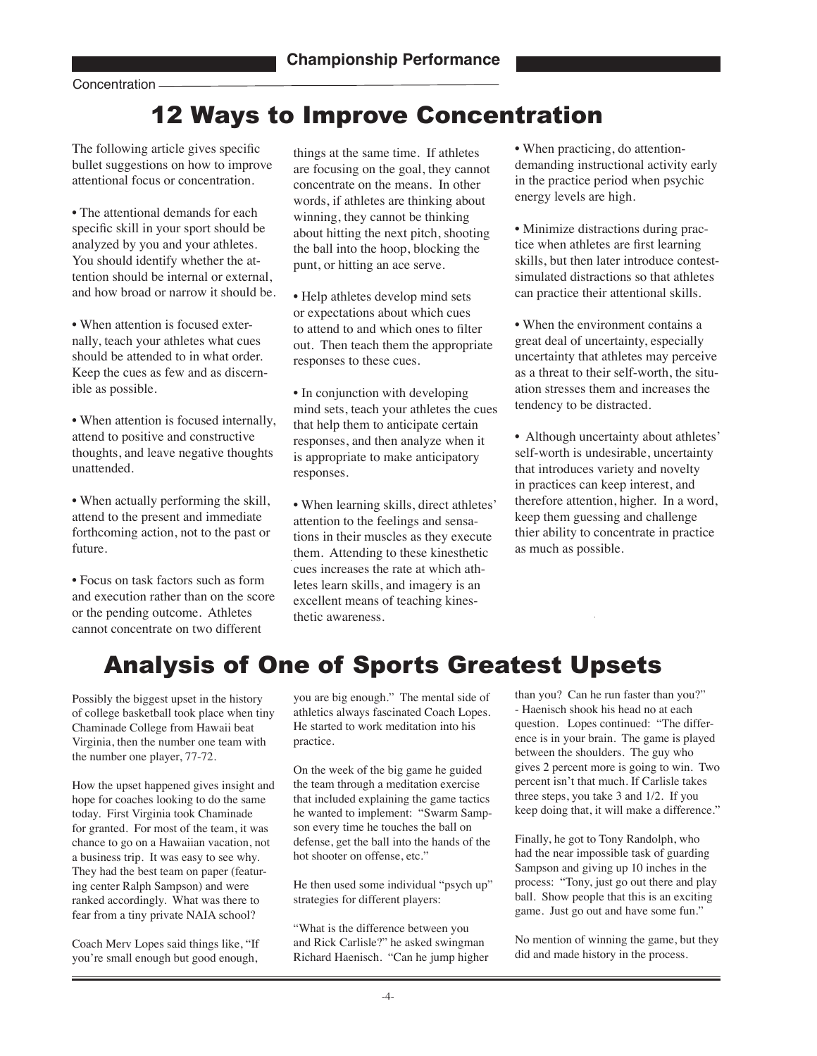# 12 Ways to Improve Concentration

The following article gives specific bullet suggestions on how to improve attentional focus or concentration.

- The attentional demands for each specific skill in your sport should be analyzed by you and your athletes. You should identify whether the attention should be internal or external, and how broad or narrow it should be.

- When attention is focused externally, teach your athletes what cues should be attended to in what order. Keep the cues as few and as discernible as possible.

- When attention is focused internally, attend to positive and constructive thoughts, and leave negative thoughts unattended.

- When actually performing the skill, attend to the present and immediate forthcoming action, not to the past or future.

- Focus on task factors such as form and execution rather than on the score or the pending outcome. Athletes cannot concentrate on two different things at the same time. If athletes are focusing on the goal, they cannot concentrate on the means. In other words, if athletes are thinking about winning, they cannot be thinking about hitting the next pitch, shooting the ball into the hoop, blocking the punt, or hitting an ace serve.

- Help athletes develop mind sets or expectations about which cues to attend to and which ones to filter out. Then teach them the appropriate responses to these cues.

- In conjunction with developing mind sets, teach your athletes the cues that help them to anticipate certain responses, and then analyze when it is appropriate to make anticipatory responses.

- When learning skills, direct athletes' attention to the feelings and sensations in their muscles as they execute them. Attending to these kinesthetic cues increases the rate at which athletes learn skills, and imagery is an excellent means of teaching kinesthetic awareness.

- When practicing, do attention-demanding instructional activity early in the practice period when psychic energy levels are high.

- Minimize distractions during practice when athletes are first learning skills, but then later introduce contest-simulated distractions so that athletes can practice their attentional skills.

- When the environment contains a great deal of uncertainty, especially uncertainty that athletes may perceive as a threat to their self-worth, the situation stresses them and increases the tendency to be distracted.

- Although uncertainty about athletes' self-worth is undesirable, uncertainty that introduces variety and novelty in practices can keep interest, and therefore attention, higher. In a word, keep them guessing and challenge thier ability to concentrate in practice as much as possible.

# Analysis of One of Sports Greatest Upsets

Possibly the biggest upset in the history of college basketball took place when tiny Chaminade College from Hawaii beat Virginia, then the number one team with the number one player, 77-72.

How the upset happened gives insight and hope for coaches looking to do the same today. First Virginia took Chaminade for granted. For most of the team, it was chance to go on a Hawaiian vacation, not a business trip. It was easy to see why. They had the best team on paper (featuring center Ralph Sampson) and were ranked accordingly. What was there to fear from a tiny private NAIA school?

Coach Merv Lopes said things like, "If you're small enough but good enough, you are big enough." The mental side of athletics always fascinated Coach Lopes. He started to work meditation into his practice.

On the week of the big game he guided the team through a meditation exercise that included explaining the game tactics he wanted to implement: "Swarm Sampson every time he touches the ball on defense, get the ball into the hands of the hot shooter on offense, etc."

He then used some individual "psych up" strategies for different players:

"What is the difference between you and Rick Carlisle?" he asked swingman Richard Haenisch. "Can he jump higher than you? Can he run faster than you?" - Haenisch shook his head no at each question. Lopes continued: "The difference is in your brain. The game is played between the shoulders. The guy who gives 2 percent more is going to win. Two percent isn't that much. If Carlisle takes three steps, you take 3 and 1/2. If you keep doing that, it will make a difference."

Finally, he got to Tony Randolph, who had the near impossible task of guarding Sampson and giving up 10 inches in the process: "Tony, just go out there and play ball. Show people that this is an exciting game. Just go out and have some fun."

No mention of winning the game, but they did and made history in the process.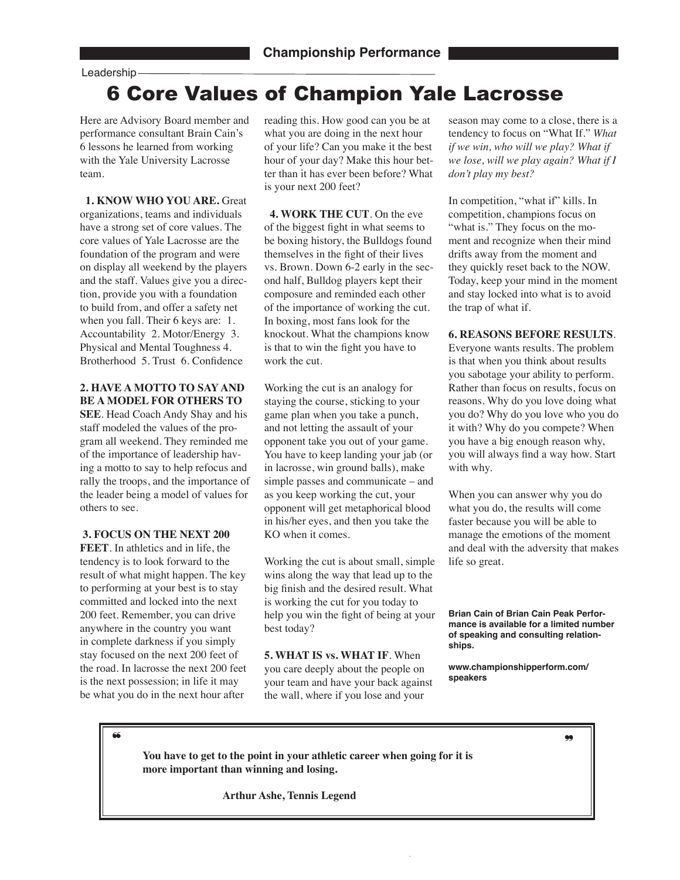Leadership

# 6 Core Values of Champion Yale Lacrosse

Here are Advisory Board member and performance consultant Brain Cain's 6 lessons he learned from working with the Yale University Lacrosse team.

**1. KNOW WHO YOU ARE.** Great organizations, teams and individuals have a strong set of core values. The core values of Yale Lacrosse are the foundation of the program and were on display all weekend by the players and the staff. Values give you a direction, provide you with a foundation to build from, and offer a safety net when you fall. Their 6 keys are: 1. Accountability 2. Motor/Energy 3. Physical and Mental Toughness 4. Brotherhood 5. Trust 6. Confidence

**2. HAVE A MOTTO TO SAY AND BE A MODEL FOR OTHERS TO SEE**. Head Coach Andy Shay and his staff modeled the values of the program all weekend. They reminded me of the importance of leadership having a motto to say to help refocus and rally the troops, and the importance of the leader being a model of values for others to see.

**3. FOCUS ON THE NEXT 200 FEET**. In athletics and in life, the tendency is to look forward to the result of what might happen. The key to performing at your best is to stay committed and locked into the next 200 feet. Remember, you can drive anywhere in the country you want in complete darkness if you simply stay focused on the next 200 feet of the road. In lacrosse the next 200 feet is the next possession; in life it may be what you do in the next hour after reading this. How good can you be at what you are doing in the next hour of your life? Can you make it the best hour of your day? Make this hour better than it has ever been before? What is your next 200 feet?

**4. WORK THE CUT**. On the eve of the biggest fight in what seems to be boxing history, the Bulldogs found themselves in the fight of their lives vs. Brown. Down 6-2 early in the second half, Bulldog players kept their composure and reminded each other of the importance of working the cut. In boxing, most fans look for the knockout. What the champions know is that to win the fight you have to work the cut.

Working the cut is an analogy for staying the course, sticking to your game plan when you take a punch, and not letting the assault of your opponent take you out of your game. You have to keep landing your jab (or in lacrosse, win ground balls), make simple passes and communicate – and as you keep working the cut, your opponent will get metaphorical blood in his/her eyes, and then you take the KO when it comes.

Working the cut is about small, simple wins along the way that lead up to the big finish and the desired result. What is working the cut for you today to help you win the fight of being at your best today?

**5. WHAT IS vs. WHAT IF**. When you care deeply about the people on your team and have your back against the wall, where if you lose and your season may come to a close, there is a tendency to focus on "What If." *What if we win, who will we play? What if we lose, will we play again? What if I don't play my best?*

In competition, "what if" kills. In competition, champions focus on "what is." They focus on the moment and recognize when their mind drifts away from the moment and they quickly reset back to the NOW. Today, keep your mind in the moment and stay locked into what is to avoid the trap of what if.

**6. REASONS BEFORE RESULTS**. Everyone wants results. The problem is that when you think about results you sabotage your ability to perform. Rather than focus on results, focus on reasons. Why do you love doing what you do? Why do you love who you do it with? Why do you compete? When you have a big enough reason why, you will always find a way how. Start with why.

When you can answer why you do what you do, the results will come faster because you will be able to manage the emotions of the moment and deal with the adversity that makes life so great.

**Brian Cain of Brian Cain Peak Performance is available for a limited number of speaking and consulting relationships.**

**www.championshipperform.com/speakers**

> **You have to get to the point in your athletic career when going for it is more important than winning and losing.**
>
> **Arthur Ashe, Tennis Legend**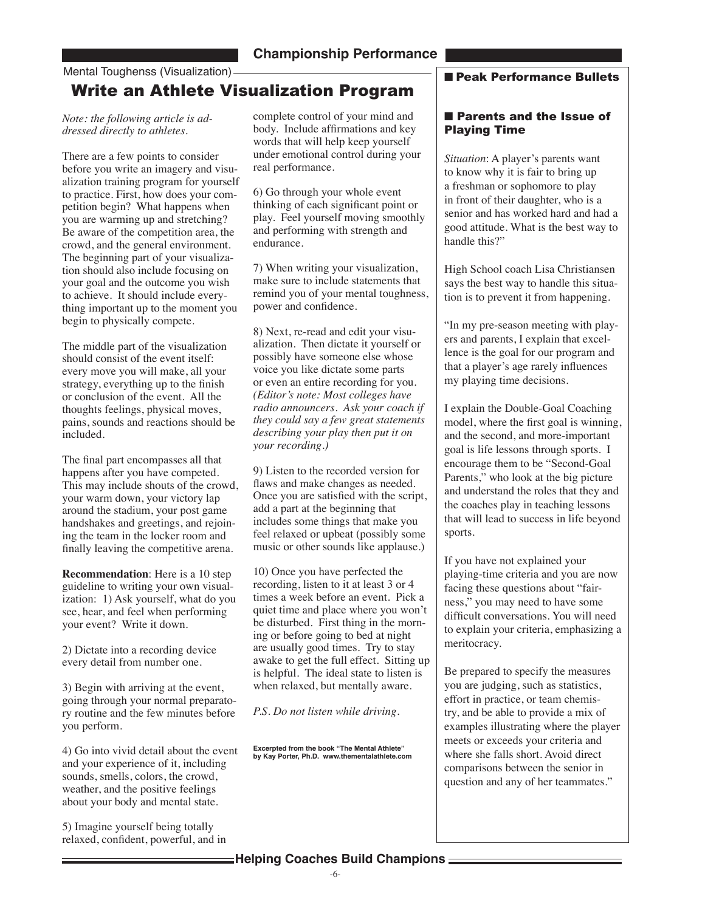Mental Toughenss (Visualization)

# Write an Athlete Visualization Program

*Note: the following article is addressed directly to athletes.*

There are a few points to consider before you write an imagery and visualization training program for yourself to practice. First, how does your competition begin? What happens when you are warming up and stretching? Be aware of the competition area, the crowd, and the general environment. The beginning part of your visualization should also include focusing on your goal and the outcome you wish to achieve. It should include everything important up to the moment you begin to physically compete.

The middle part of the visualization should consist of the event itself: every move you will make, all your strategy, everything up to the finish or conclusion of the event. All the thoughts feelings, physical moves, pains, sounds and reactions should be included.

The final part encompasses all that happens after you have competed. This may include shouts of the crowd, your warm down, your victory lap around the stadium, your post game handshakes and greetings, and rejoining the team in the locker room and finally leaving the competitive arena.

**Recommendation**: Here is a 10 step guideline to writing your own visualization: 1) Ask yourself, what do you see, hear, and feel when performing your event? Write it down.

2) Dictate into a recording device every detail from number one.

3) Begin with arriving at the event, going through your normal preparatory routine and the few minutes before you perform.

4) Go into vivid detail about the event and your experience of it, including sounds, smells, colors, the crowd, weather, and the positive feelings about your body and mental state.

5) Imagine yourself being totally relaxed, confident, powerful, and in complete control of your mind and body. Include affirmations and key words that will help keep yourself under emotional control during your real performance.

6) Go through your whole event thinking of each significant point or play. Feel yourself moving smoothly and performing with strength and endurance.

7) When writing your visualization, make sure to include statements that remind you of your mental toughness, power and confidence.

8) Next, re-read and edit your visualization. Then dictate it yourself or possibly have someone else whose voice you like dictate some parts or even an entire recording for you. *(Editor's note: Most colleges have radio announcers. Ask your coach if they could say a few great statements describing your play then put it on your recording.)*

9) Listen to the recorded version for flaws and make changes as needed. Once you are satisfied with the script, add a part at the beginning that includes some things that make you feel relaxed or upbeat (possibly some music or other sounds like applause.)

10) Once you have perfected the recording, listen to it at least 3 or 4 times a week before an event. Pick a quiet time and place where you won't be disturbed. First thing in the morning or before going to bed at night are usually good times. Try to stay awake to get the full effect. Sitting up is helpful. The ideal state to listen is when relaxed, but mentally aware.

*P.S. Do not listen while driving.*

**Excerpted from the book "The Mental Athlete" by Kay Porter, Ph.D. www.thementalathlete.com**

## ■ Peak Performance Bullets

### ■ Parents and the Issue of Playing Time

*Situation*: A player's parents want to know why it is fair to bring up a freshman or sophomore to play in front of their daughter, who is a senior and has worked hard and had a good attitude. What is the best way to handle this?"

High School coach Lisa Christiansen says the best way to handle this situation is to prevent it from happening.

"In my pre-season meeting with players and parents, I explain that excellence is the goal for our program and that a player's age rarely influences my playing time decisions.

I explain the Double-Goal Coaching model, where the first goal is winning, and the second, and more-important goal is life lessons through sports. I encourage them to be "Second-Goal Parents," who look at the big picture and understand the roles that they and the coaches play in teaching lessons that will lead to success in life beyond sports.

If you have not explained your playing-time criteria and you are now facing these questions about "fairness," you may need to have some difficult conversations. You will need to explain your criteria, emphasizing a meritocracy.

Be prepared to specify the measures you are judging, such as statistics, effort in practice, or team chemistry, and be able to provide a mix of examples illustrating where the player meets or exceeds your criteria and where she falls short. Avoid direct comparisons between the senior in question and any of her teammates."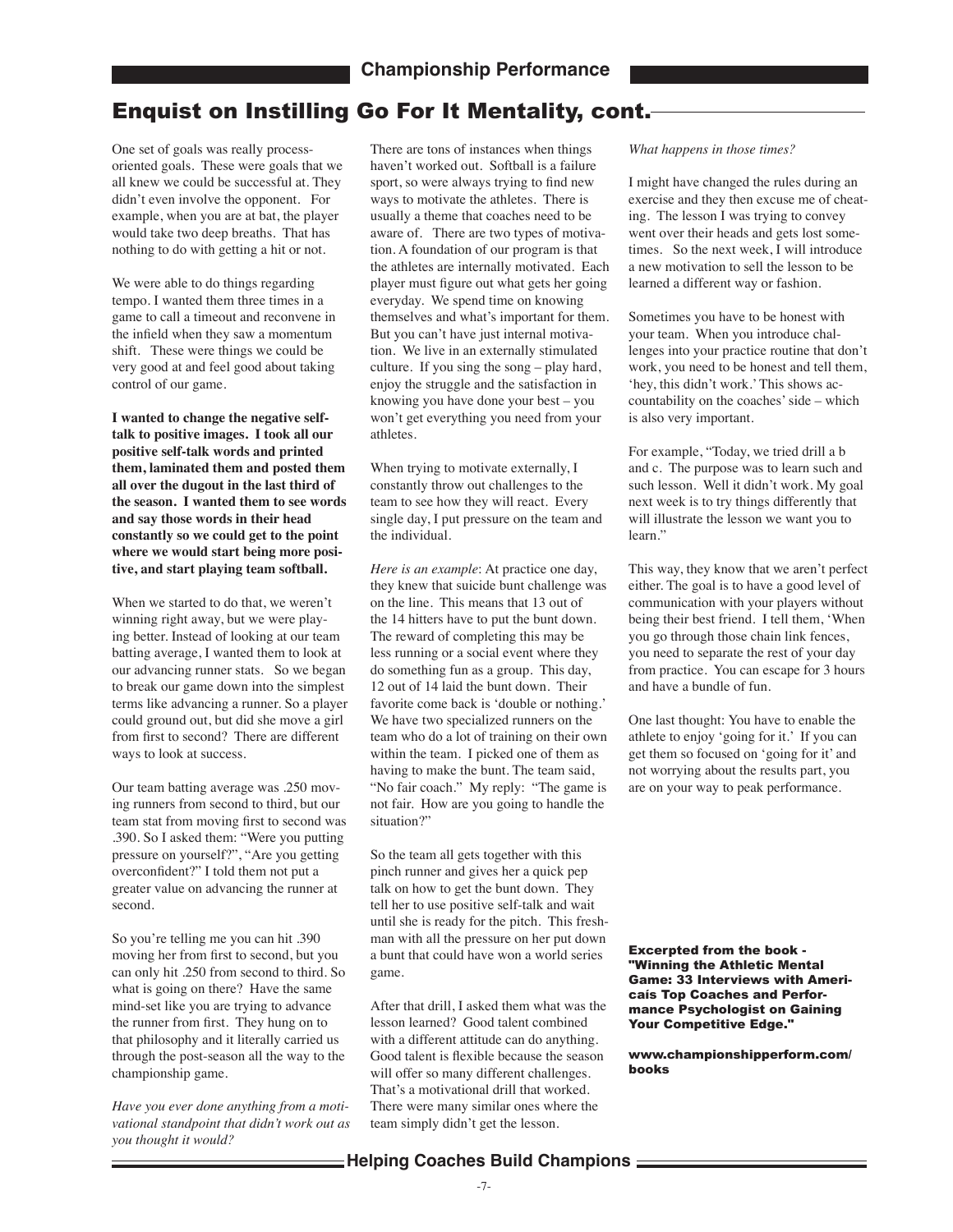## Enquist on Instilling Go For It Mentality, cont.

One set of goals was really process-oriented goals. These were goals that we all knew we could be successful at. They didn't even involve the opponent. For example, when you are at bat, the player would take two deep breaths. That has nothing to do with getting a hit or not.

We were able to do things regarding tempo. I wanted them three times in a game to call a timeout and reconvene in the infield when they saw a momentum shift. These were things we could be very good at and feel good about taking control of our game.

**I wanted to change the negative self-talk to positive images. I took all our positive self-talk words and printed them, laminated them and posted them all over the dugout in the last third of the season. I wanted them to see words and say those words in their head constantly so we could get to the point where we would start being more positive, and start playing team softball.**

When we started to do that, we weren't winning right away, but we were playing better. Instead of looking at our team batting average, I wanted them to look at our advancing runner stats. So we began to break our game down into the simplest terms like advancing a runner. So a player could ground out, but did she move a girl from first to second? There are different ways to look at success.

Our team batting average was .250 moving runners from second to third, but our team stat from moving first to second was .390. So I asked them: "Were you putting pressure on yourself?", "Are you getting overconfident?" I told them not put a greater value on advancing the runner at second.

So you're telling me you can hit .390 moving her from first to second, but you can only hit .250 from second to third. So what is going on there? Have the same mind-set like you are trying to advance the runner from first. They hung on to that philosophy and it literally carried us through the post-season all the way to the championship game.

*Have you ever done anything from a motivational standpoint that didn't work out as you thought it would?*

There are tons of instances when things haven't worked out. Softball is a failure sport, so were always trying to find new ways to motivate the athletes. There is usually a theme that coaches need to be aware of. There are two types of motivation. A foundation of our program is that the athletes are internally motivated. Each player must figure out what gets her going everyday. We spend time on knowing themselves and what's important for them. But you can't have just internal motivation. We live in an externally stimulated culture. If you sing the song – play hard, enjoy the struggle and the satisfaction in knowing you have done your best – you won't get everything you need from your athletes.

When trying to motivate externally, I constantly throw out challenges to the team to see how they will react. Every single day, I put pressure on the team and the individual.

*Here is an example*: At practice one day, they knew that suicide bunt challenge was on the line. This means that 13 out of the 14 hitters have to put the bunt down. The reward of completing this may be less running or a social event where they do something fun as a group. This day, 12 out of 14 laid the bunt down. Their favorite come back is 'double or nothing.' We have two specialized runners on the team who do a lot of training on their own within the team. I picked one of them as having to make the bunt. The team said, "No fair coach." My reply: "The game is not fair. How are you going to handle the situation?"

So the team all gets together with this pinch runner and gives her a quick pep talk on how to get the bunt down. They tell her to use positive self-talk and wait until she is ready for the pitch. This freshman with all the pressure on her put down a bunt that could have won a world series game.

After that drill, I asked them what was the lesson learned? Good talent combined with a different attitude can do anything. Good talent is flexible because the season will offer so many different challenges. That's a motivational drill that worked. There were many similar ones where the team simply didn't get the lesson.

*What happens in those times?*

I might have changed the rules during an exercise and they then excuse me of cheating. The lesson I was trying to convey went over their heads and gets lost sometimes. So the next week, I will introduce a new motivation to sell the lesson to be learned a different way or fashion.

Sometimes you have to be honest with your team. When you introduce challenges into your practice routine that don't work, you need to be honest and tell them, 'hey, this didn't work.' This shows accountability on the coaches' side – which is also very important.

For example, "Today, we tried drill a b and c. The purpose was to learn such and such lesson. Well it didn't work. My goal next week is to try things differently that will illustrate the lesson we want you to learn."

This way, they know that we aren't perfect either. The goal is to have a good level of communication with your players without being their best friend. I tell them, 'When you go through those chain link fences, you need to separate the rest of your day from practice. You can escape for 3 hours and have a bundle of fun.

One last thought: You have to enable the athlete to enjoy 'going for it.' If you can get them so focused on 'going for it' and not worrying about the results part, you are on your way to peak performance.

**Excerpted from the book - "Winning the Athletic Mental Game: 33 Interviews with Americaís Top Coaches and Performance Psychologist on Gaining Your Competitive Edge."**

**www.championshipperform.com/books**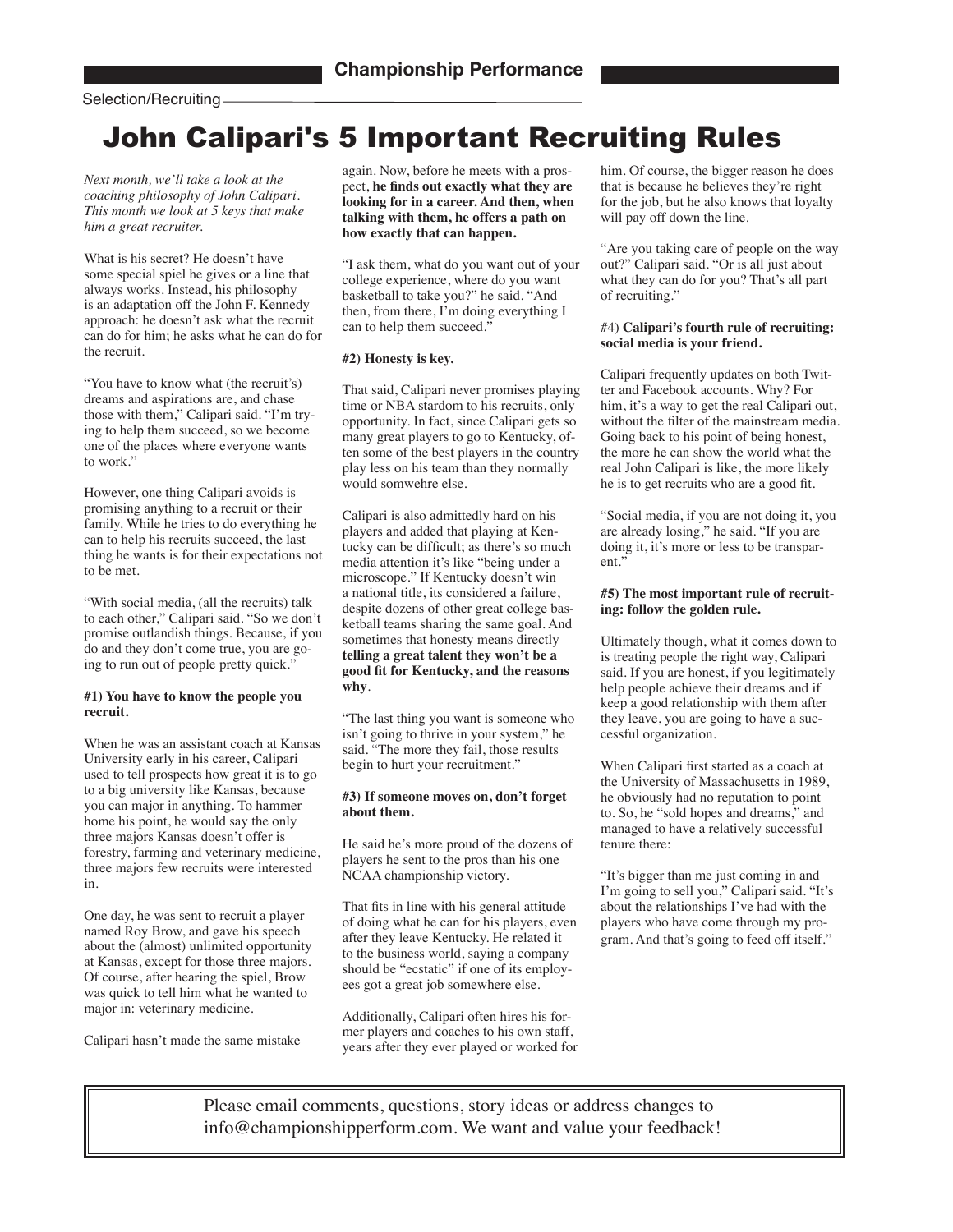Selection/Recruiting

# John Calipari's 5 Important Recruiting Rules

*Next month, we'll take a look at the coaching philosophy of John Calipari. This month we look at 5 keys that make him a great recruiter.*

What is his secret? He doesn't have some special spiel he gives or a line that always works. Instead, his philosophy is an adaptation off the John F. Kennedy approach: he doesn't ask what the recruit can do for him; he asks what he can do for the recruit.

"You have to know what (the recruit's) dreams and aspirations are, and chase those with them," Calipari said. "I'm trying to help them succeed, so we become one of the places where everyone wants to work."

However, one thing Calipari avoids is promising anything to a recruit or their family. While he tries to do everything he can to help his recruits succeed, the last thing he wants is for their expectations not to be met.

"With social media, (all the recruits) talk to each other," Calipari said. "So we don't promise outlandish things. Because, if you do and they don't come true, you are going to run out of people pretty quick."

**#1) You have to know the people you recruit.**

When he was an assistant coach at Kansas University early in his career, Calipari used to tell prospects how great it is to go to a big university like Kansas, because you can major in anything. To hammer home his point, he would say the only three majors Kansas doesn't offer is forestry, farming and veterinary medicine, three majors few recruits were interested in.

One day, he was sent to recruit a player named Roy Brow, and gave his speech about the (almost) unlimited opportunity at Kansas, except for those three majors. Of course, after hearing the spiel, Brow was quick to tell him what he wanted to major in: veterinary medicine.

Calipari hasn't made the same mistake again. Now, before he meets with a prospect, **he finds out exactly what they are looking for in a career. And then, when talking with them, he offers a path on how exactly that can happen.**

"I ask them, what do you want out of your college experience, where do you want basketball to take you?" he said. "And then, from there, I'm doing everything I can to help them succeed."

**#2) Honesty is key.**

That said, Calipari never promises playing time or NBA stardom to his recruits, only opportunity. In fact, since Calipari gets so many great players to go to Kentucky, often some of the best players in the country play less on his team than they normally would somwehre else.

Calipari is also admittedly hard on his players and added that playing at Kentucky can be difficult; as there's so much media attention it's like "being under a microscope." If Kentucky doesn't win a national title, its considered a failure, despite dozens of other great college basketball teams sharing the same goal. And sometimes that honesty means directly **telling a great talent they won't be a good fit for Kentucky, and the reasons why**.

"The last thing you want is someone who isn't going to thrive in your system," he said. "The more they fail, those results begin to hurt your recruitment."

**#3) If someone moves on, don't forget about them.**

He said he's more proud of the dozens of players he sent to the pros than his one NCAA championship victory.

That fits in line with his general attitude of doing what he can for his players, even after they leave Kentucky. He related it to the business world, saying a company should be "ecstatic" if one of its employees got a great job somewhere else.

Additionally, Calipari often hires his former players and coaches to his own staff, years after they ever played or worked for him. Of course, the bigger reason he does that is because he believes they're right for the job, but he also knows that loyalty will pay off down the line.

"Are you taking care of people on the way out?" Calipari said. "Or is all just about what they can do for you? That's all part of recruiting."

#4) **Calipari's fourth rule of recruiting: social media is your friend.**

Calipari frequently updates on both Twitter and Facebook accounts. Why? For him, it's a way to get the real Calipari out, without the filter of the mainstream media. Going back to his point of being honest, the more he can show the world what the real John Calipari is like, the more likely he is to get recruits who are a good fit.

"Social media, if you are not doing it, you are already losing," he said. "If you are doing it, it's more or less to be transparent."

**#5) The most important rule of recruiting: follow the golden rule.**

Ultimately though, what it comes down to is treating people the right way, Calipari said. If you are honest, if you legitimately help people achieve their dreams and if keep a good relationship with them after they leave, you are going to have a successful organization.

When Calipari first started as a coach at the University of Massachusetts in 1989, he obviously had no reputation to point to. So, he "sold hopes and dreams," and managed to have a relatively successful tenure there:

"It's bigger than me just coming in and I'm going to sell you," Calipari said. "It's about the relationships I've had with the players who have come through my program. And that's going to feed off itself."

Please email comments, questions, story ideas or address changes to info@championshipperform.com. We want and value your feedback!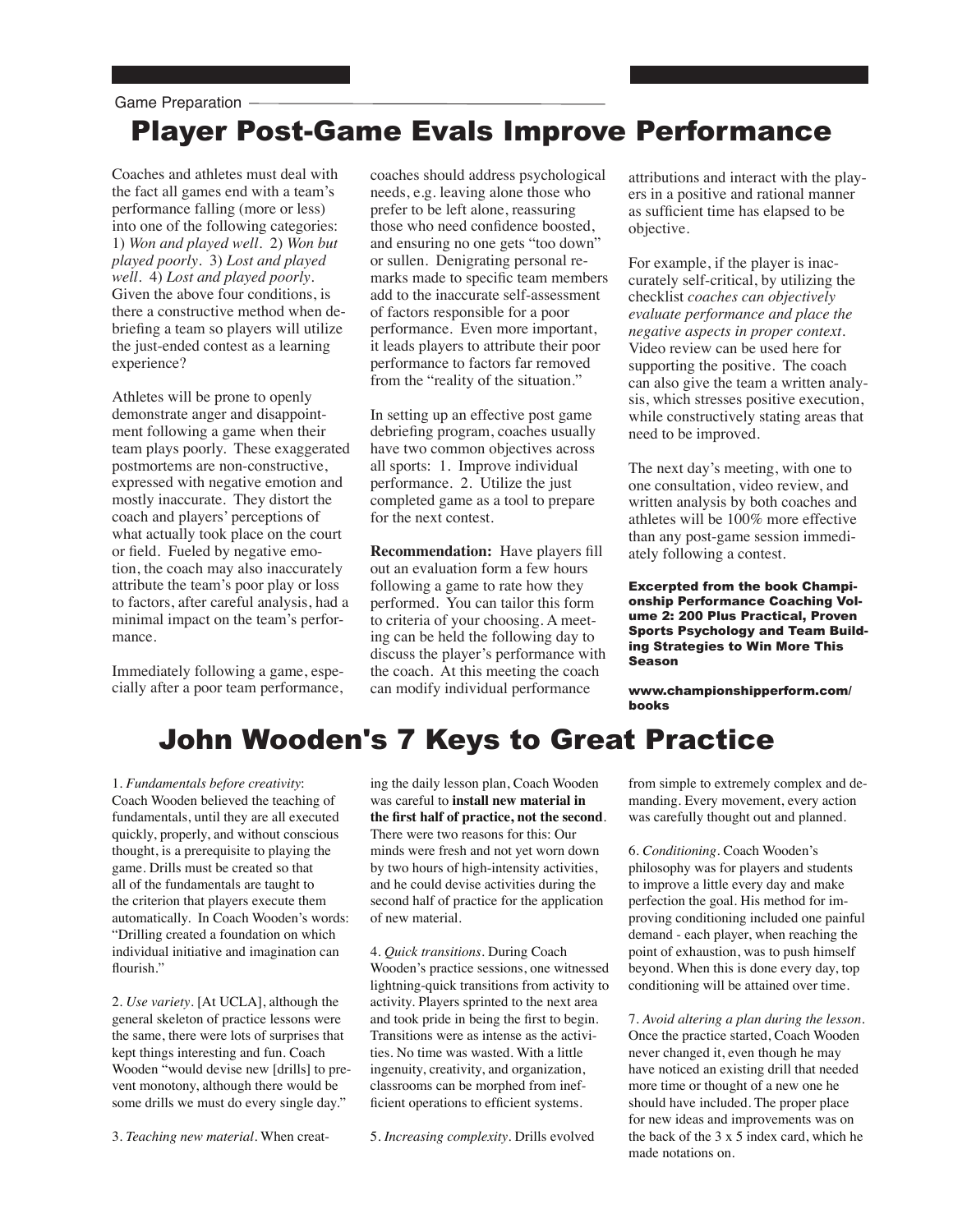Game Preparation

# Player Post-Game Evals Improve Performance

Coaches and athletes must deal with the fact all games end with a team's performance falling (more or less) into one of the following categories: 1) *Won and played well*. 2) *Won but played poorly*. 3) *Lost and played well*. 4) *Lost and played poorly*. Given the above four conditions, is there a constructive method when debriefing a team so players will utilize the just-ended contest as a learning experience?

Athletes will be prone to openly demonstrate anger and disappointment following a game when their team plays poorly. These exaggerated postmortems are non-constructive, expressed with negative emotion and mostly inaccurate. They distort the coach and players' perceptions of what actually took place on the court or field. Fueled by negative emotion, the coach may also inaccurately attribute the team's poor play or loss to factors, after careful analysis, had a minimal impact on the team's performance.

Immediately following a game, especially after a poor team performance, coaches should address psychological needs, e.g. leaving alone those who prefer to be left alone, reassuring those who need confidence boosted, and ensuring no one gets "too down" or sullen. Denigrating personal remarks made to specific team members add to the inaccurate self-assessment of factors responsible for a poor performance. Even more important, it leads players to attribute their poor performance to factors far removed from the "reality of the situation."

In setting up an effective post game debriefing program, coaches usually have two common objectives across all sports: 1. Improve individual performance. 2. Utilize the just completed game as a tool to prepare for the next contest.

**Recommendation:** Have players fill out an evaluation form a few hours following a game to rate how they performed. You can tailor this form to criteria of your choosing. A meeting can be held the following day to discuss the player's performance with the coach. At this meeting the coach can modify individual performance attributions and interact with the players in a positive and rational manner as sufficient time has elapsed to be objective.

For example, if the player is inaccurately self-critical, by utilizing the checklist *coaches can objectively evaluate performance and place the negative aspects in proper context*. Video review can be used here for supporting the positive. The coach can also give the team a written analysis, which stresses positive execution, while constructively stating areas that need to be improved.

The next day's meeting, with one to one consultation, video review, and written analysis by both coaches and athletes will be 100% more effective than any post-game session immediately following a contest.

**Excerpted from the book Championship Performance Coaching Volume 2: 200 Plus Practical, Proven Sports Psychology and Team Building Strategies to Win More This Season**

**www.championshipperform.com/books**

# John Wooden's 7 Keys to Great Practice

1. *Fundamentals before creativity*: Coach Wooden believed the teaching of fundamentals, until they are all executed quickly, properly, and without conscious thought, is a prerequisite to playing the game. Drills must be created so that all of the fundamentals are taught to the criterion that players execute them automatically. In Coach Wooden's words: "Drilling created a foundation on which individual initiative and imagination can flourish."

2. *Use variety*. [At UCLA], although the general skeleton of practice lessons were the same, there were lots of surprises that kept things interesting and fun. Coach Wooden "would devise new [drills] to prevent monotony, although there would be some drills we must do every single day."

3. *Teaching new material*. When creating the daily lesson plan, Coach Wooden was careful to **install new material in the first half of practice, not the second**. There were two reasons for this: Our minds were fresh and not yet worn down by two hours of high-intensity activities, and he could devise activities during the second half of practice for the application of new material.

4. *Quick transitions*. During Coach Wooden's practice sessions, one witnessed lightning-quick transitions from activity to activity. Players sprinted to the next area and took pride in being the first to begin. Transitions were as intense as the activities. No time was wasted. With a little ingenuity, creativity, and organization, classrooms can be morphed from inefficient operations to efficient systems.

5. *Increasing complexity*. Drills evolved from simple to extremely complex and demanding. Every movement, every action was carefully thought out and planned.

6. *Conditioning*. Coach Wooden's philosophy was for players and students to improve a little every day and make perfection the goal. His method for improving conditioning included one painful demand - each player, when reaching the point of exhaustion, was to push himself beyond. When this is done every day, top conditioning will be attained over time.

7. *Avoid altering a plan during the lesson*. Once the practice started, Coach Wooden never changed it, even though he may have noticed an existing drill that needed more time or thought of a new one he should have included. The proper place for new ideas and improvements was on the back of the 3 x 5 index card, which he made notations on.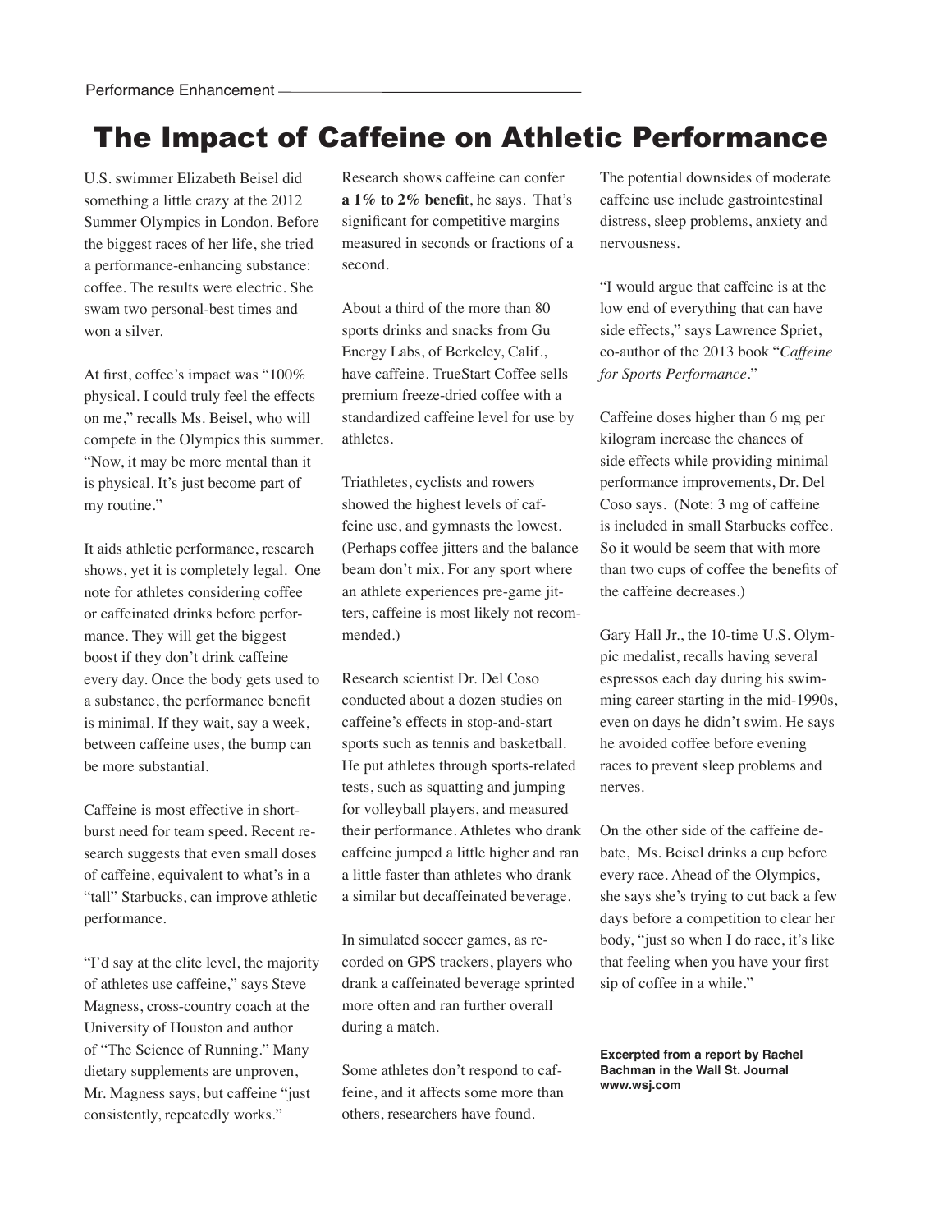Performance Enhancement

# The Impact of Caffeine on Athletic Performance

U.S. swimmer Elizabeth Beisel did something a little crazy at the 2012 Summer Olympics in London. Before the biggest races of her life, she tried a performance-enhancing substance: coffee. The results were electric. She swam two personal-best times and won a silver.

At first, coffee's impact was "100% physical. I could truly feel the effects on me," recalls Ms. Beisel, who will compete in the Olympics this summer. "Now, it may be more mental than it is physical. It's just become part of my routine."

It aids athletic performance, research shows, yet it is completely legal. One note for athletes considering coffee or caffeinated drinks before performance. They will get the biggest boost if they don't drink caffeine every day. Once the body gets used to a substance, the performance benefit is minimal. If they wait, say a week, between caffeine uses, the bump can be more substantial.

Caffeine is most effective in short-burst need for team speed. Recent research suggests that even small doses of caffeine, equivalent to what's in a "tall" Starbucks, can improve athletic performance.

"I'd say at the elite level, the majority of athletes use caffeine," says Steve Magness, cross-country coach at the University of Houston and author of "The Science of Running." Many dietary supplements are unproven, Mr. Magness says, but caffeine "just consistently, repeatedly works."

Research shows caffeine can confer **a 1% to 2% benefi**t, he says. That's significant for competitive margins measured in seconds or fractions of a second.

About a third of the more than 80 sports drinks and snacks from Gu Energy Labs, of Berkeley, Calif., have caffeine. TrueStart Coffee sells premium freeze-dried coffee with a standardized caffeine level for use by athletes.

Triathletes, cyclists and rowers showed the highest levels of caffeine use, and gymnasts the lowest. (Perhaps coffee jitters and the balance beam don't mix. For any sport where an athlete experiences pre-game jitters, caffeine is most likely not recommended.)

Research scientist Dr. Del Coso conducted about a dozen studies on caffeine's effects in stop-and-start sports such as tennis and basketball. He put athletes through sports-related tests, such as squatting and jumping for volleyball players, and measured their performance. Athletes who drank caffeine jumped a little higher and ran a little faster than athletes who drank a similar but decaffeinated beverage.

In simulated soccer games, as recorded on GPS trackers, players who drank a caffeinated beverage sprinted more often and ran further overall during a match.

Some athletes don't respond to caffeine, and it affects some more than others, researchers have found.

The potential downsides of moderate caffeine use include gastrointestinal distress, sleep problems, anxiety and nervousness.

"I would argue that caffeine is at the low end of everything that can have side effects," says Lawrence Spriet, co-author of the 2013 book "*Caffeine for Sports Performance*."

Caffeine doses higher than 6 mg per kilogram increase the chances of side effects while providing minimal performance improvements, Dr. Del Coso says. (Note: 3 mg of caffeine is included in small Starbucks coffee. So it would be seem that with more than two cups of coffee the benefits of the caffeine decreases.)

Gary Hall Jr., the 10-time U.S. Olympic medalist, recalls having several espressos each day during his swimming career starting in the mid-1990s, even on days he didn't swim. He says he avoided coffee before evening races to prevent sleep problems and nerves.

On the other side of the caffeine debate, Ms. Beisel drinks a cup before every race. Ahead of the Olympics, she says she's trying to cut back a few days before a competition to clear her body, "just so when I do race, it's like that feeling when you have your first sip of coffee in a while."

**Excerpted from a report by Rachel Bachman in the Wall St. Journal www.wsj.com**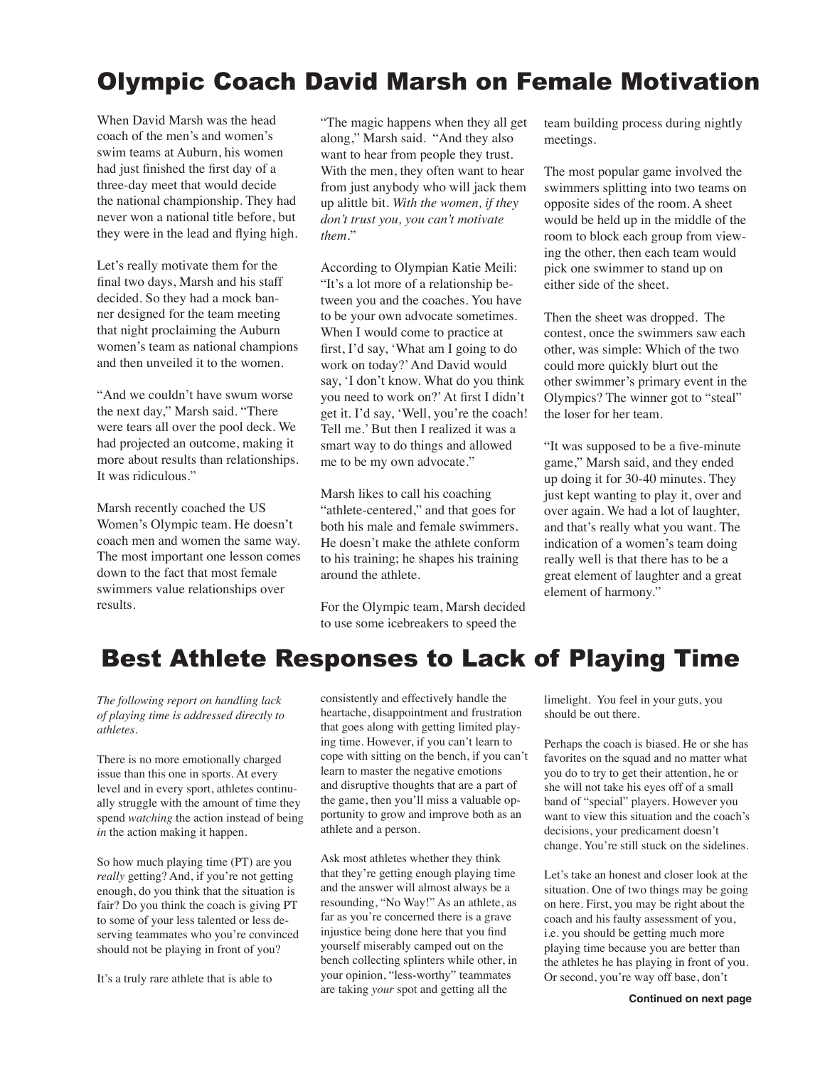# Olympic Coach David Marsh on Female Motivation

When David Marsh was the head coach of the men's and women's swim teams at Auburn, his women had just finished the first day of a three-day meet that would decide the national championship. They had never won a national title before, but they were in the lead and flying high.

Let's really motivate them for the final two days, Marsh and his staff decided. So they had a mock banner designed for the team meeting that night proclaiming the Auburn women's team as national champions and then unveiled it to the women.

"And we couldn't have swum worse the next day," Marsh said. "There were tears all over the pool deck. We had projected an outcome, making it more about results than relationships. It was ridiculous."

Marsh recently coached the US Women's Olympic team. He doesn't coach men and women the same way. The most important one lesson comes down to the fact that most female swimmers value relationships over results.

"The magic happens when they all get along," Marsh said. "And they also want to hear from people they trust. With the men, they often want to hear from just anybody who will jack them up alittle bit. *With the women, if they don't trust you, you can't motivate them*."

According to Olympian Katie Meili: "It's a lot more of a relationship between you and the coaches. You have to be your own advocate sometimes. When I would come to practice at first, I'd say, 'What am I going to do work on today?' And David would say, 'I don't know. What do you think you need to work on?' At first I didn't get it. I'd say, 'Well, you're the coach! Tell me.' But then I realized it was a smart way to do things and allowed me to be my own advocate."

Marsh likes to call his coaching "athlete-centered," and that goes for both his male and female swimmers. He doesn't make the athlete conform to his training; he shapes his training around the athlete.

For the Olympic team, Marsh decided to use some icebreakers to speed the team building process during nightly meetings.

The most popular game involved the swimmers splitting into two teams on opposite sides of the room. A sheet would be held up in the middle of the room to block each group from viewing the other, then each team would pick one swimmer to stand up on either side of the sheet.

Then the sheet was dropped. The contest, once the swimmers saw each other, was simple: Which of the two could more quickly blurt out the other swimmer's primary event in the Olympics? The winner got to "steal" the loser for her team.

"It was supposed to be a five-minute game," Marsh said, and they ended up doing it for 30-40 minutes. They just kept wanting to play it, over and over again. We had a lot of laughter, and that's really what you want. The indication of a women's team doing really well is that there has to be a great element of laughter and a great element of harmony."

# Best Athlete Responses to Lack of Playing Time

*The following report on handling lack of playing time is addressed directly to athletes.*

There is no more emotionally charged issue than this one in sports. At every level and in every sport, athletes continually struggle with the amount of time they spend *watching* the action instead of being *in* the action making it happen.

So how much playing time (PT) are you *really* getting? And, if you're not getting enough, do you think that the situation is fair? Do you think the coach is giving PT to some of your less talented or less deserving teammates who you're convinced should not be playing in front of you?

It's a truly rare athlete that is able to consistently and effectively handle the heartache, disappointment and frustration that goes along with getting limited playing time. However, if you can't learn to cope with sitting on the bench, if you can't learn to master the negative emotions and disruptive thoughts that are a part of the game, then you'll miss a valuable opportunity to grow and improve both as an athlete and a person.

Ask most athletes whether they think that they're getting enough playing time and the answer will almost always be a resounding, "No Way!" As an athlete, as far as you're concerned there is a grave injustice being done here that you find yourself miserably camped out on the bench collecting splinters while other, in your opinion, "less-worthy" teammates are taking *your* spot and getting all the limelight. You feel in your guts, you should be out there.

Perhaps the coach is biased. He or she has favorites on the squad and no matter what you do to try to get their attention, he or she will not take his eyes off of a small band of "special" players. However you want to view this situation and the coach's decisions, your predicament doesn't change. You're still stuck on the sidelines.

Let's take an honest and closer look at the situation. One of two things may be going on here. First, you may be right about the coach and his faulty assessment of you, i.e. you should be getting much more playing time because you are better than the athletes he has playing in front of you. Or second, you're way off base, don't

**Continued on next page**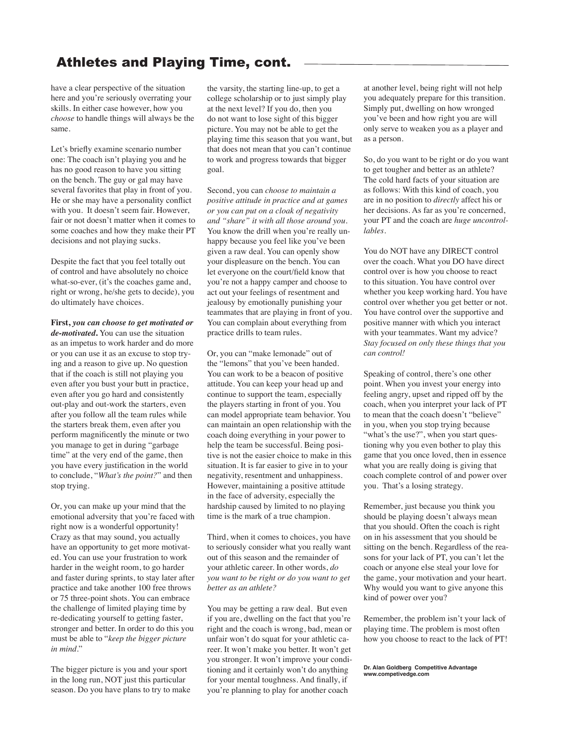## Athletes and Playing Time, cont.

have a clear perspective of the situation here and you're seriously overrating your skills. In either case however, how you *choose* to handle things will always be the same.

Let's briefly examine scenario number one: The coach isn't playing you and he has no good reason to have you sitting on the bench. The guy or gal may have several favorites that play in front of you. He or she may have a personality conflict with you. It doesn't seem fair. However, fair or not doesn't matter when it comes to some coaches and how they make their PT decisions and not playing sucks.

Despite the fact that you feel totally out of control and have absolutely no choice what-so-ever, (it's the coaches game and, right or wrong, he/she gets to decide), you do ultimately have choices.

**First,** ***you can choose to get motivated or de-motivated*****.** You can use the situation as an impetus to work harder and do more or you can use it as an excuse to stop trying and a reason to give up. No question that if the coach is still not playing you even after you bust your butt in practice, even after you go hard and consistently out-play and out-work the starters, even after you follow all the team rules while the starters break them, even after you perform magnificently the minute or two you manage to get in during "garbage time" at the very end of the game, then you have every justification in the world to conclude, "*What's the point?*" and then stop trying.

Or, you can make up your mind that the emotional adversity that you're faced with right now is a wonderful opportunity! Crazy as that may sound, you actually have an opportunity to get more motivated. You can use your frustration to work harder in the weight room, to go harder and faster during sprints, to stay later after practice and take another 100 free throws or 75 three-point shots. You can embrace the challenge of limited playing time by re-dedicating yourself to getting faster, stronger and better. In order to do this you must be able to "*keep the bigger picture in mind*."

The bigger picture is you and your sport in the long run, NOT just this particular season. Do you have plans to try to make the varsity, the starting line-up, to get a college scholarship or to just simply play at the next level? If you do, then you do not want to lose sight of this bigger picture. You may not be able to get the playing time this season that you want, but that does not mean that you can't continue to work and progress towards that bigger goal.

Second, you can *choose to maintain a positive attitude in practice and at games or you can put on a cloak of negativity and "share" it with all those around you*. You know the drill when you're really unhappy because you feel like you've been given a raw deal. You can openly show your displeasure on the bench. You can let everyone on the court/field know that you're not a happy camper and choose to act out your feelings of resentment and jealousy by emotionally punishing your teammates that are playing in front of you. You can complain about everything from practice drills to team rules.

Or, you can "make lemonade" out of the "lemons" that you've been handed. You can work to be a beacon of positive attitude. You can keep your head up and continue to support the team, especially the players starting in front of you. You can model appropriate team behavior. You can maintain an open relationship with the coach doing everything in your power to help the team be successful. Being positive is not the easier choice to make in this situation. It is far easier to give in to your negativity, resentment and unhappiness. However, maintaining a positive attitude in the face of adversity, especially the hardship caused by limited to no playing time is the mark of a true champion.

Third, when it comes to choices, you have to seriously consider what you really want out of this season and the remainder of your athletic career. In other words, *do you want to be right or do you want to get better as an athlete?*

You may be getting a raw deal. But even if you are, dwelling on the fact that you're right and the coach is wrong, bad, mean or unfair won't do squat for your athletic career. It won't make you better. It won't get you stronger. It won't improve your conditioning and it certainly won't do anything for your mental toughness. And finally, if you're planning to play for another coach at another level, being right will not help you adequately prepare for this transition. Simply put, dwelling on how wronged you've been and how right you are will only serve to weaken you as a player and as a person.

So, do you want to be right or do you want to get tougher and better as an athlete? The cold hard facts of your situation are as follows: With this kind of coach, you are in no position to *directly* affect his or her decisions. As far as you're concerned, your PT and the coach are *huge uncontrollables*.

You do NOT have any DIRECT control over the coach. What you DO have direct control over is how you choose to react to this situation. You have control over whether you keep working hard. You have control over whether you get better or not. You have control over the supportive and positive manner with which you interact with your teammates. Want my advice? *Stay focused on only these things that you can control!*

Speaking of control, there's one other point. When you invest your energy into feeling angry, upset and ripped off by the coach, when you interpret your lack of PT to mean that the coach doesn't "believe" in you, when you stop trying because "what's the use?", when you start questioning why you even bother to play this game that you once loved, then in essence what you are really doing is giving that coach complete control of and power over you. That's a losing strategy.

Remember, just because you think you should be playing doesn't always mean that you should. Often the coach is right on in his assessment that you should be sitting on the bench. Regardless of the reasons for your lack of PT, you can't let the coach or anyone else steal your love for the game, your motivation and your heart. Why would you want to give anyone this kind of power over you?

Remember, the problem isn't your lack of playing time. The problem is most often how you choose to react to the lack of PT!

**Dr. Alan Goldberg Competitive Advantage**
**www.competivedge.com**